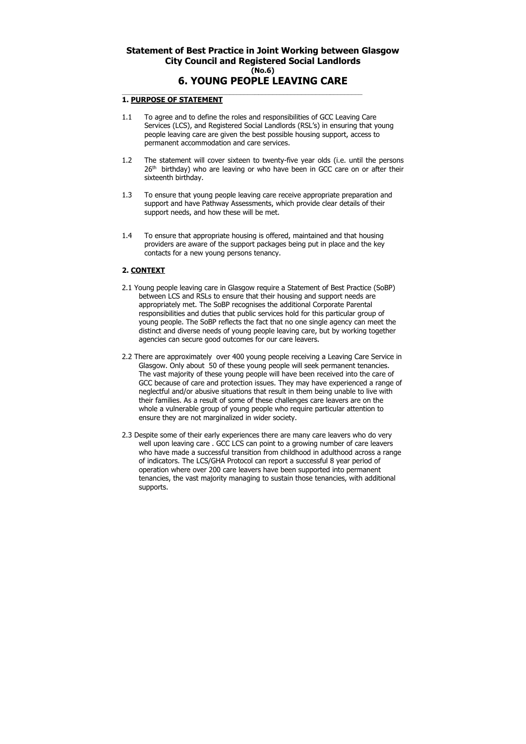# Statement of Best Practice in Joint Working between Glasgow City Council and Registered Social Landlords

**(No.6)**

# 6. YOUNG PEOPLE LEAVING CARE

## 1. PURPOSE OF STATEMENT

1.1 To agree and to define the roles and responsibilities of GCC Leaving Care Services (LCS), and Registered Social Landlords (RSL's) in ensuring that young people leaving care are given the best possible housing support, access to permanent accommodation and care services.

1.2 The statement will cover sixteen to twenty-five year olds (i.e. until the persons 26th birthday) who are leaving or who have been in GCC care on or after their sixteenth birthday.

1.3 To ensure that young people leaving care receive appropriate preparation and support and have Pathway Assessments, which provide clear details of their support needs, and how these will be met.

1.4 To ensure that appropriate housing is offered, maintained and that housing providers are aware of the support packages being put in place and the key contacts for a new young persons tenancy.

## 2. CONTEXT

2.1 Young people leaving care in Glasgow require a Statement of Best Practice (SoBP) between LCS and RSLs to ensure that their housing and support needs are appropriately met. The SoBP recognises the additional Corporate Parental responsibilities and duties that public services hold for this particular group of young people. The SoBP reflects the fact that no one single agency can meet the distinct and diverse needs of young people leaving care, but by working together agencies can secure good outcomes for our care leavers.

2.2 There are approximately over 400 young people receiving a Leaving Care Service in Glasgow. Only about 50 of these young people will seek permanent tenancies. The vast majority of these young people will have been received into the care of GCC because of care and protection issues. They may have experienced a range of neglectful and/or abusive situations that result in them being unable to live with their families. As a result of some of these challenges care leavers are on the whole a vulnerable group of young people who require particular attention to ensure they are not marginalized in wider society.

2.3 Despite some of their early experiences there are many care leavers who do very well upon leaving care . GCC LCS can point to a growing number of care leavers who have made a successful transition from childhood in adulthood across a range of indicators. The LCS/GHA Protocol can report a successful 8 year period of operation where over 200 care leavers have been supported into permanent tenancies, the vast majority managing to sustain those tenancies, with additional supports.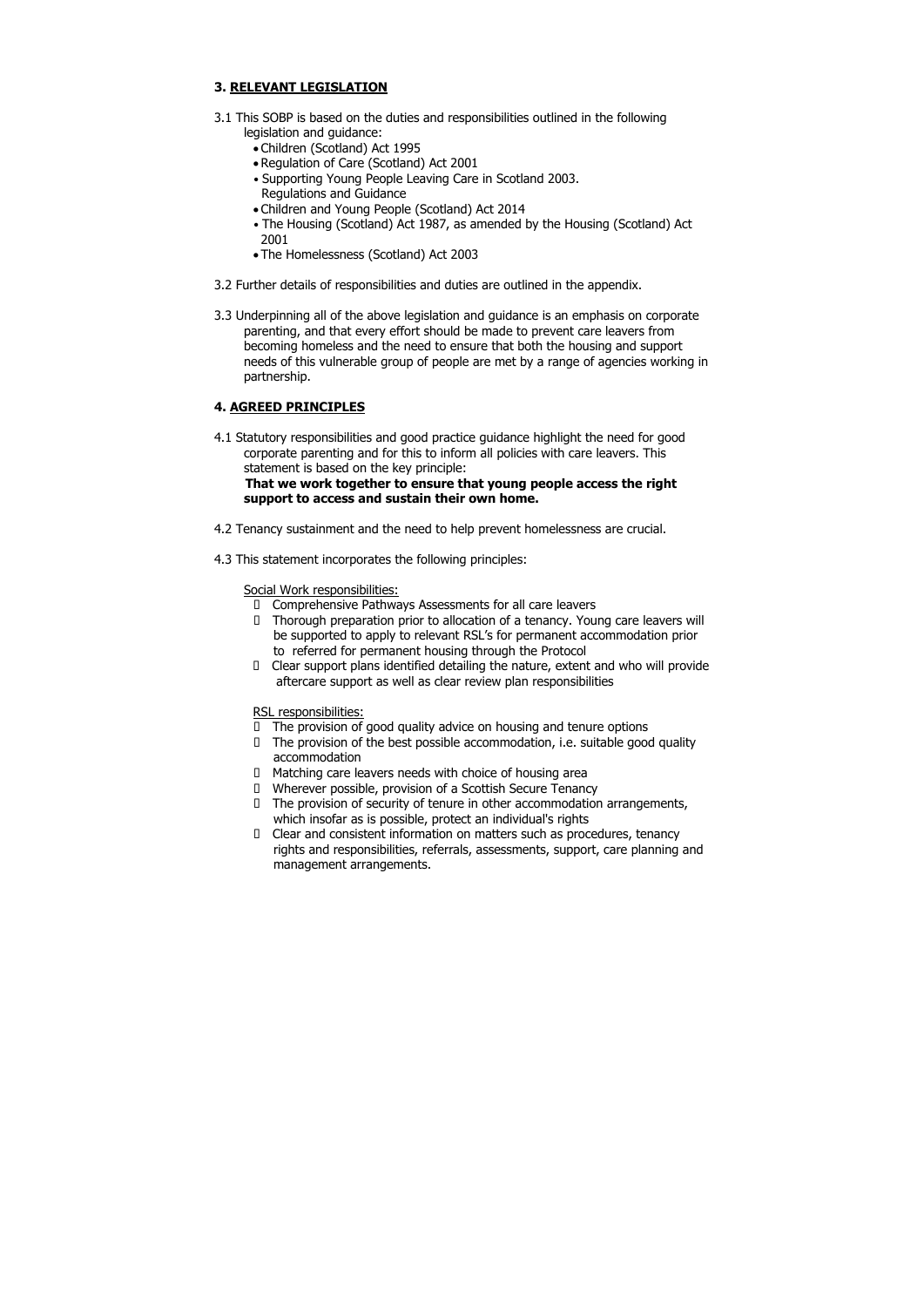### 3. <u>RELEVANT LEGISLATION</u>

3.1 This SOBP is based on the duties and responsibilities outlined in the following legislation and guidance:

- Children (Scotland) Act 1995
- Regulation of Care (Scotland) Act 2001
- Supporting Young People Leaving Care in Scotland 2003. Regulations and Guidance
- Children and Young People (Scotland) Act 2014
- The Housing (Scotland) Act 1987, as amended by the Housing (Scotland) Act 2001
- The Homelessness (Scotland) Act 2003

3.2 Further details of responsibilities and duties are outlined in the appendix.

3.3 Underpinning all of the above legislation and guidance is an emphasis on corporate parenting, and that every effort should be made to prevent care leavers from becoming homeless and the need to ensure that both the housing and support needs of this vulnerable group of people are met by a range of agencies working in partnership.

### 4. <u>AGREED PRINCIPLES</u>

4.1 Statutory responsibilities and good practice guidance highlight the need for good corporate parenting and for this to inform all policies with care leavers. This statement is based on the key principle:
**That we work together to ensure that young people access the right support to access and sustain their own home.**

4.2 Tenancy sustainment and the need to help prevent homelessness are crucial.

4.3 This statement incorporates the following principles:

<u>Social Work responsibilities:</u>

- Comprehensive Pathways Assessments for all care leavers
- Thorough preparation prior to allocation of a tenancy. Young care leavers will be supported to apply to relevant RSL's for permanent accommodation prior to referred for permanent housing through the Protocol
- Clear support plans identified detailing the nature, extent and who will provide aftercare support as well as clear review plan responsibilities

<u>RSL responsibilities:</u>

- The provision of good quality advice on housing and tenure options
- The provision of the best possible accommodation, i.e. suitable good quality accommodation
- Matching care leavers needs with choice of housing area
- Wherever possible, provision of a Scottish Secure Tenancy
- The provision of security of tenure in other accommodation arrangements, which insofar as is possible, protect an individual's rights
- Clear and consistent information on matters such as procedures, tenancy rights and responsibilities, referrals, assessments, support, care planning and management arrangements.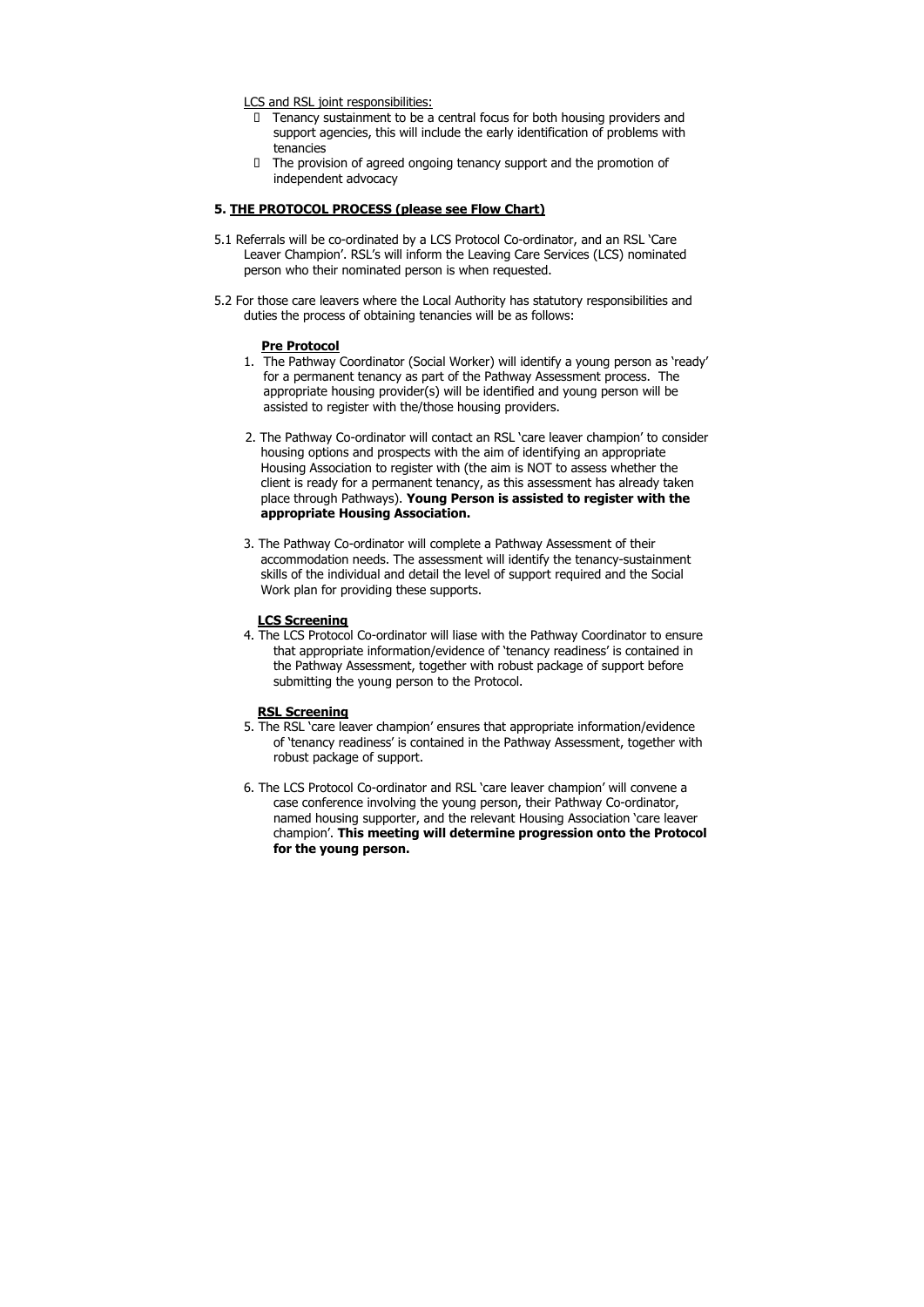LCS and RSL joint responsibilities:

- Tenancy sustainment to be a central focus for both housing providers and support agencies, this will include the early identification of problems with tenancies
- The provision of agreed ongoing tenancy support and the promotion of independent advocacy

## 5. THE PROTOCOL PROCESS (please see Flow Chart)

5.1 Referrals will be co-ordinated by a LCS Protocol Co-ordinator, and an RSL 'Care Leaver Champion'. RSL's will inform the Leaving Care Services (LCS) nominated person who their nominated person is when requested.

5.2 For those care leavers where the Local Authority has statutory responsibilities and duties the process of obtaining tenancies will be as follows:

**Pre Protocol**

1. The Pathway Coordinator (Social Worker) will identify a young person as 'ready' for a permanent tenancy as part of the Pathway Assessment process. The appropriate housing provider(s) will be identified and young person will be assisted to register with the/those housing providers.

2. The Pathway Co-ordinator will contact an RSL 'care leaver champion' to consider housing options and prospects with the aim of identifying an appropriate Housing Association to register with (the aim is NOT to assess whether the client is ready for a permanent tenancy, as this assessment has already taken place through Pathways). **Young Person is assisted to register with the appropriate Housing Association.**

3. The Pathway Co-ordinator will complete a Pathway Assessment of their accommodation needs. The assessment will identify the tenancy-sustainment skills of the individual and detail the level of support required and the Social Work plan for providing these supports.

**LCS Screening**

4. The LCS Protocol Co-ordinator will liase with the Pathway Coordinator to ensure that appropriate information/evidence of 'tenancy readiness' is contained in the Pathway Assessment, together with robust package of support before submitting the young person to the Protocol.

**RSL Screening**

5. The RSL 'care leaver champion' ensures that appropriate information/evidence of 'tenancy readiness' is contained in the Pathway Assessment, together with robust package of support.

6. The LCS Protocol Co-ordinator and RSL 'care leaver champion' will convene a case conference involving the young person, their Pathway Co-ordinator, named housing supporter, and the relevant Housing Association 'care leaver champion'. **This meeting will determine progression onto the Protocol for the young person.**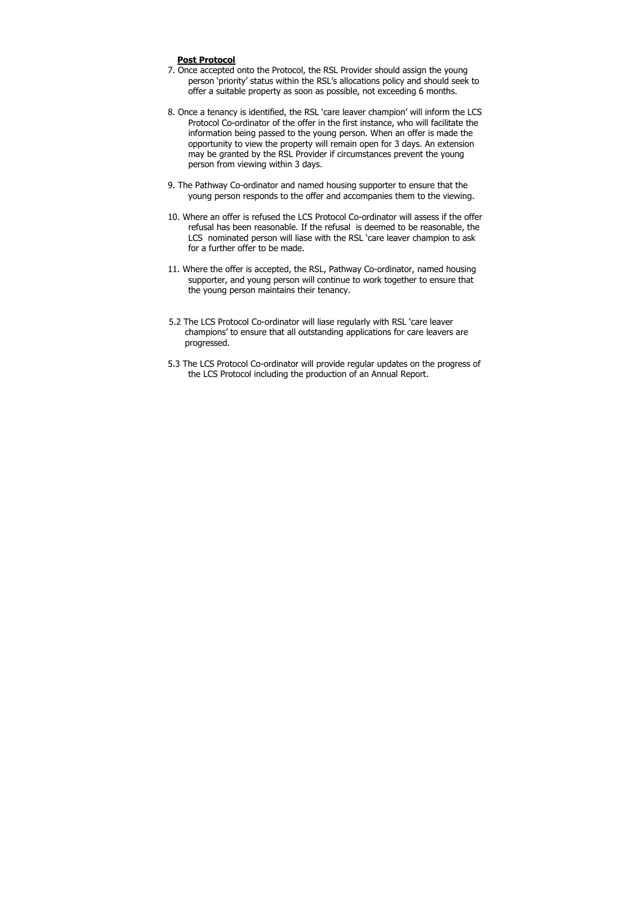**Post Protocol**

7. Once accepted onto the Protocol, the RSL Provider should assign the young person 'priority' status within the RSL's allocations policy and should seek to offer a suitable property as soon as possible, not exceeding 6 months.

8. Once a tenancy is identified, the RSL 'care leaver champion' will inform the LCS Protocol Co-ordinator of the offer in the first instance, who will facilitate the information being passed to the young person. When an offer is made the opportunity to view the property will remain open for 3 days. An extension may be granted by the RSL Provider if circumstances prevent the young person from viewing within 3 days.

9. The Pathway Co-ordinator and named housing supporter to ensure that the young person responds to the offer and accompanies them to the viewing.

10. Where an offer is refused the LCS Protocol Co-ordinator will assess if the offer refusal has been reasonable. If the refusal is deemed to be reasonable, the LCS nominated person will liase with the RSL 'care leaver champion to ask for a further offer to be made.

11. Where the offer is accepted, the RSL, Pathway Co-ordinator, named housing supporter, and young person will continue to work together to ensure that the young person maintains their tenancy.

5.2 The LCS Protocol Co-ordinator will liase regularly with RSL 'care leaver champions' to ensure that all outstanding applications for care leavers are progressed.

5.3 The LCS Protocol Co-ordinator will provide regular updates on the progress of the LCS Protocol including the production of an Annual Report.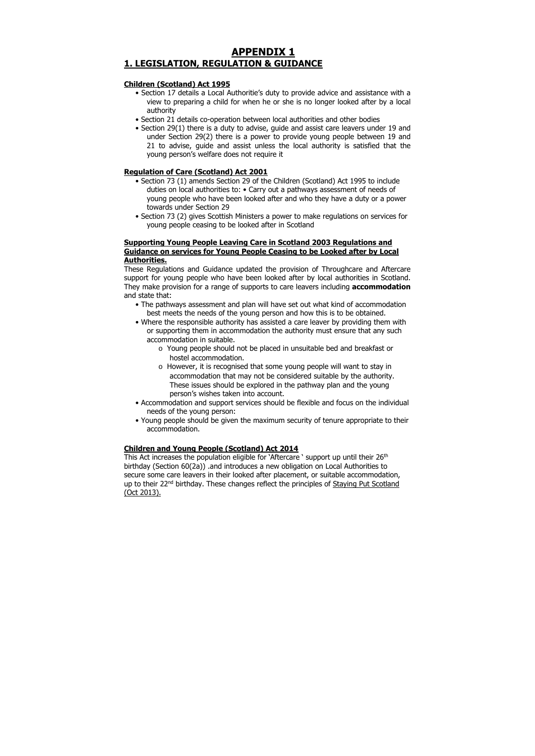# APPENDIX 1

## 1. LEGISLATION, REGULATION & GUIDANCE

**Children (Scotland) Act 1995**

- Section 17 details a Local Authoritie's duty to provide advice and assistance with a view to preparing a child for when he or she is no longer looked after by a local authority
- Section 21 details co-operation between local authorities and other bodies
- Section 29(1) there is a duty to advise, guide and assist care leavers under 19 and under Section 29(2) there is a power to provide young people between 19 and 21 to advise, guide and assist unless the local authority is satisfied that the young person's welfare does not require it

**Regulation of Care (Scotland) Act 2001**

- Section 73 (1) amends Section 29 of the Children (Scotland) Act 1995 to include duties on local authorities to: • Carry out a pathways assessment of needs of young people who have been looked after and who they have a duty or a power towards under Section 29
- Section 73 (2) gives Scottish Ministers a power to make regulations on services for young people ceasing to be looked after in Scotland

**Supporting Young People Leaving Care in Scotland 2003 Regulations and Guidance on services for Young People Ceasing to be Looked after by Local Authorities.**

These Regulations and Guidance updated the provision of Throughcare and Aftercare support for young people who have been looked after by local authorities in Scotland. They make provision for a range of supports to care leavers including **accommodation** and state that:

- The pathways assessment and plan will have set out what kind of accommodation best meets the needs of the young person and how this is to be obtained.
- Where the responsible authority has assisted a care leaver by providing them with or supporting them in accommodation the authority must ensure that any such accommodation in suitable.
  - o Young people should not be placed in unsuitable bed and breakfast or hostel accommodation.
  - o However, it is recognised that some young people will want to stay in accommodation that may not be considered suitable by the authority. These issues should be explored in the pathway plan and the young person's wishes taken into account.
- Accommodation and support services should be flexible and focus on the individual needs of the young person:
- Young people should be given the maximum security of tenure appropriate to their accommodation.

**Children and Young People (Scotland) Act 2014**

This Act increases the population eligible for 'Aftercare ' support up until their 26th birthday (Section 60(2a)) .and introduces a new obligation on Local Authorities to secure some care leavers in their looked after placement, or suitable accommodation, up to their 22nd birthday. These changes reflect the principles of Staying Put Scotland (Oct 2013).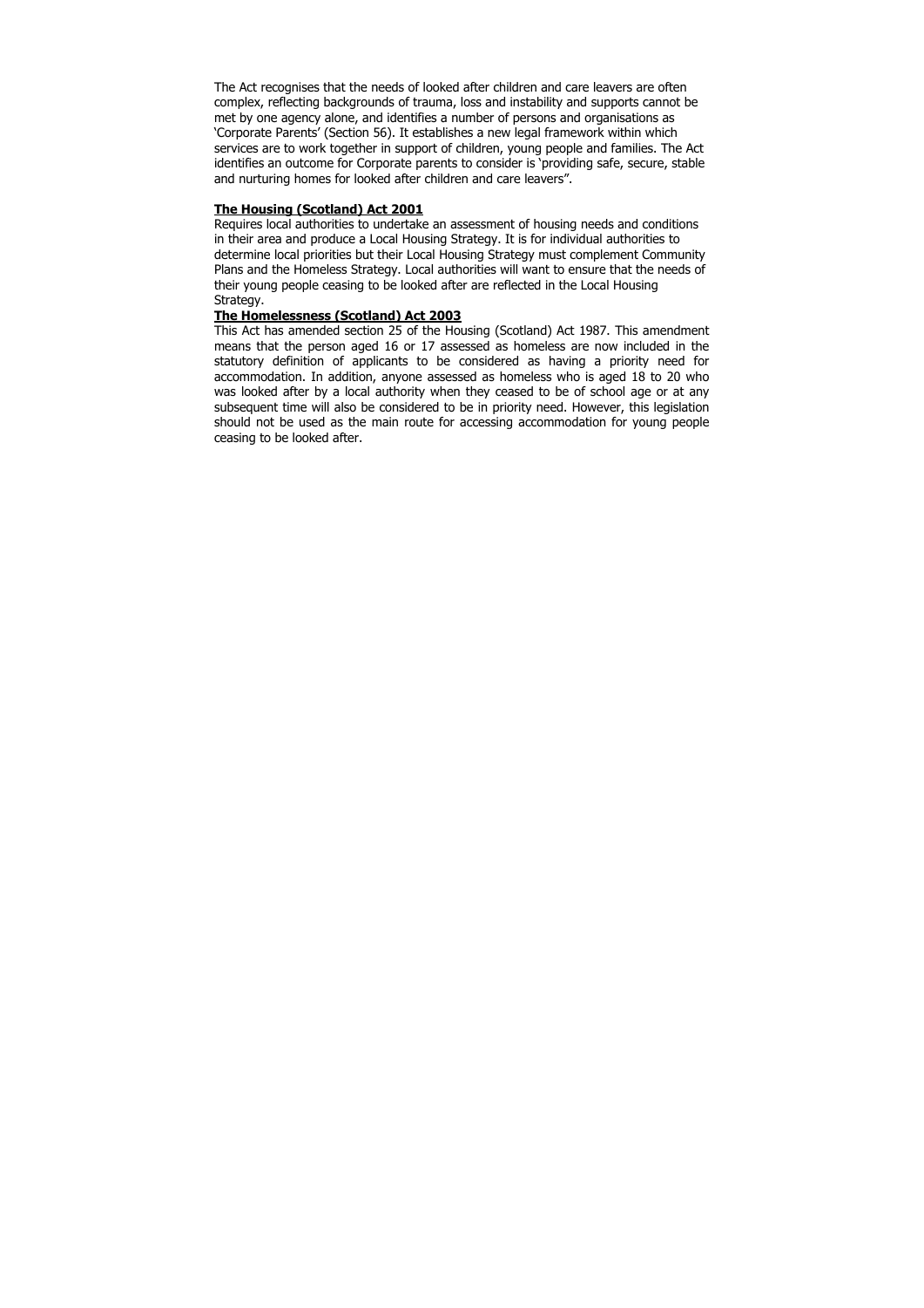The Act recognises that the needs of looked after children and care leavers are often complex, reflecting backgrounds of trauma, loss and instability and supports cannot be met by one agency alone, and identifies a number of persons and organisations as 'Corporate Parents' (Section 56). It establishes a new legal framework within which services are to work together in support of children, young people and families. The Act identifies an outcome for Corporate parents to consider is 'providing safe, secure, stable and nurturing homes for looked after children and care leavers".

**The Housing (Scotland) Act 2001**

Requires local authorities to undertake an assessment of housing needs and conditions in their area and produce a Local Housing Strategy. It is for individual authorities to determine local priorities but their Local Housing Strategy must complement Community Plans and the Homeless Strategy. Local authorities will want to ensure that the needs of their young people ceasing to be looked after are reflected in the Local Housing Strategy.

**The Homelessness (Scotland) Act 2003**

This Act has amended section 25 of the Housing (Scotland) Act 1987. This amendment means that the person aged 16 or 17 assessed as homeless are now included in the statutory definition of applicants to be considered as having a priority need for accommodation. In addition, anyone assessed as homeless who is aged 18 to 20 who was looked after by a local authority when they ceased to be of school age or at any subsequent time will also be considered to be in priority need. However, this legislation should not be used as the main route for accessing accommodation for young people ceasing to be looked after.